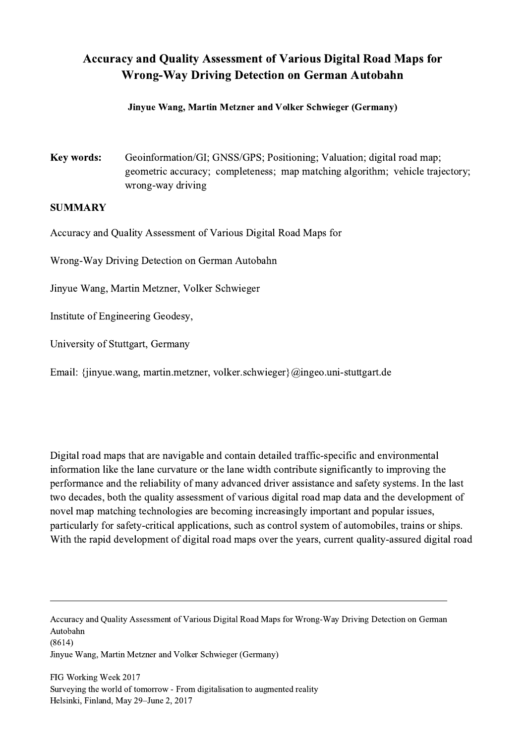# Accuracy and Quality Assessment of Various Digital Road Maps for Wrong-Way Driving Detection on German Autobahn

**Jinyue Wang, Martin Metzner and Volker Schwieger (Germany)**

**Key words:** Geoinformation/GI; GNSS/GPS; Positioning; Valuation; digital road map; geometric accuracy; completeness; map matching algorithm; vehicle trajectory; wrong-way driving

## SUMMARY

Accuracy and Quality Assessment of Various Digital Road Maps for

Wrong-Way Driving Detection on German Autobahn

Jinyue Wang, Martin Metzner, Volker Schwieger

Institute of Engineering Geodesy,

University of Stuttgart, Germany

Email: {jinyue.wang, martin.metzner, volker.schwieger}@ingeo.uni-stuttgart.de

Digital road maps that are navigable and contain detailed traffic-specific and environmental information like the lane curvature or the lane width contribute significantly to improving the performance and the reliability of many advanced driver assistance and safety systems. In the last two decades, both the quality assessment of various digital road map data and the development of novel map matching technologies are becoming increasingly important and popular issues, particularly for safety-critical applications, such as control system of automobiles, trains or ships. With the rapid development of digital road maps over the years, current quality-assured digital road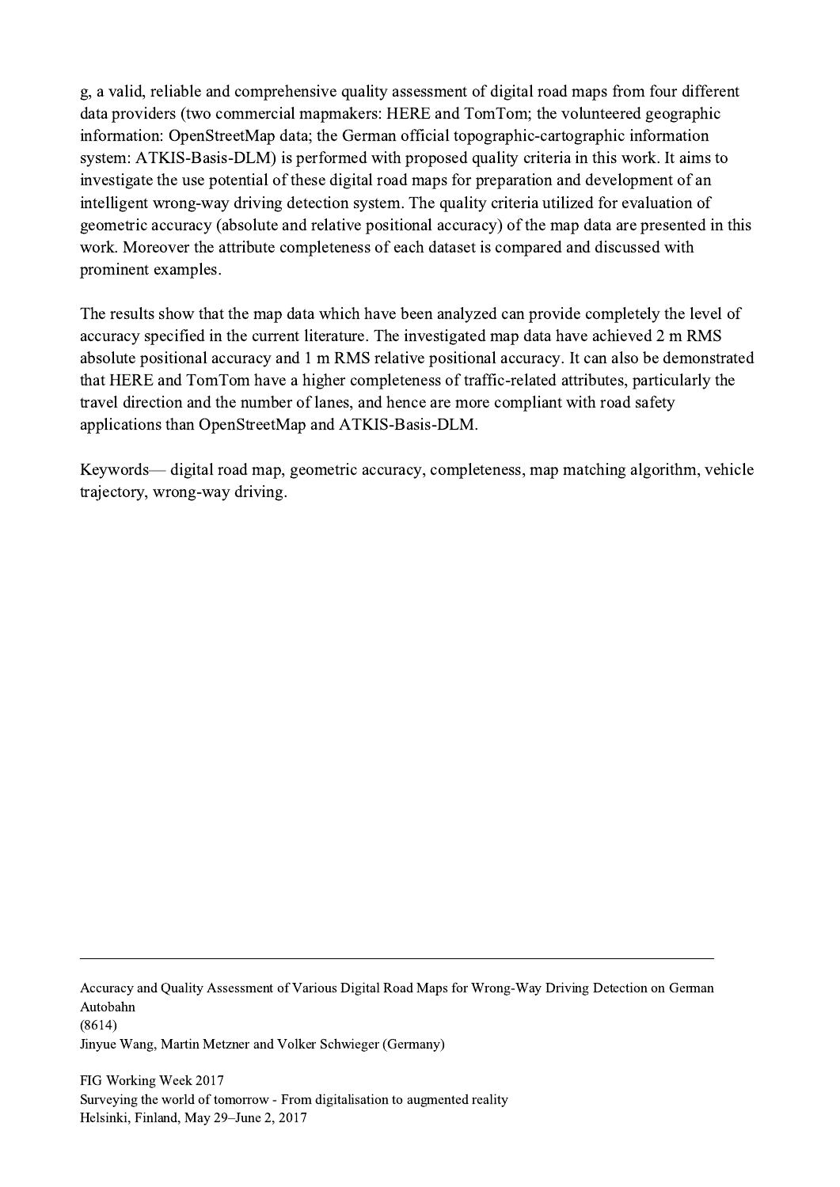g, a valid, reliable and comprehensive quality assessment of digital road maps from four different data providers (two commercial mapmakers: HERE and TomTom; the volunteered geographic information: OpenStreetMap data; the German official topographic-cartographic information system: ATKIS-Basis-DLM) is performed with proposed quality criteria in this work. It aims to investigate the use potential of these digital road maps for preparation and development of an intelligent wrong-way driving detection system. The quality criteria utilized for evaluation of geometric accuracy (absolute and relative positional accuracy) of the map data are presented in this work. Moreover the attribute completeness of each dataset is compared and discussed with prominent examples.

The results show that the map data which have been analyzed can provide completely the level of accuracy specified in the current literature. The investigated map data have achieved 2 m RMS absolute positional accuracy and 1 m RMS relative positional accuracy. It can also be demonstrated that HERE and TomTom have a higher completeness of traffic-related attributes, particularly the travel direction and the number of lanes, and hence are more compliant with road safety applications than OpenStreetMap and ATKIS-Basis-DLM.

Keywords— digital road map, geometric accuracy, completeness, map matching algorithm, vehicle trajectory, wrong-way driving.